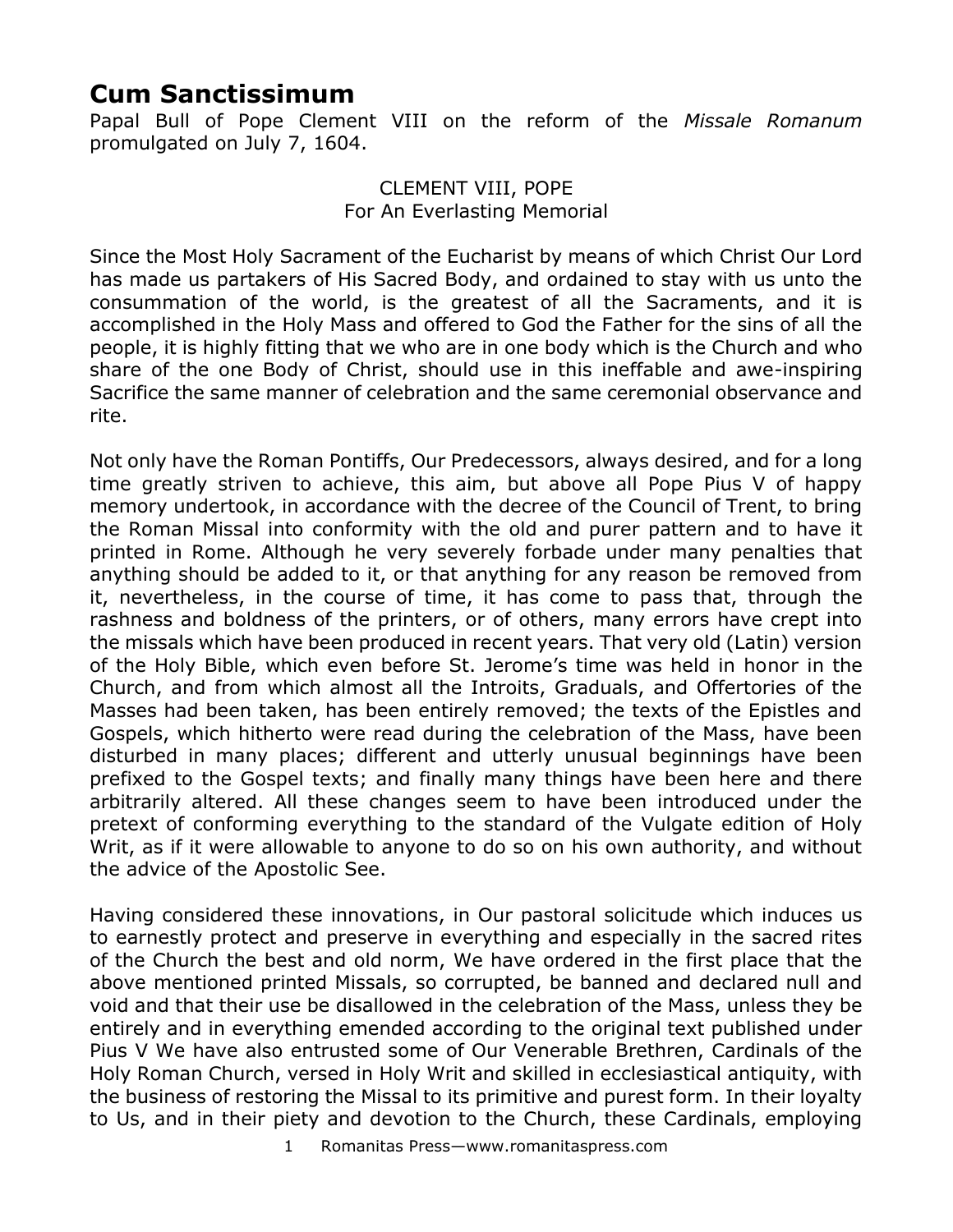# Cum Sanctissimum

Papal Bull of Pope Clement VIII on the reform of the *Missale Romanum* promulgated on July 7, 1604.

CLEMENT VIII, POPE
For An Everlasting Memorial

Since the Most Holy Sacrament of the Eucharist by means of which Christ Our Lord has made us partakers of His Sacred Body, and ordained to stay with us unto the consummation of the world, is the greatest of all the Sacraments, and it is accomplished in the Holy Mass and offered to God the Father for the sins of all the people, it is highly fitting that we who are in one body which is the Church and who share of the one Body of Christ, should use in this ineffable and awe-inspiring Sacrifice the same manner of celebration and the same ceremonial observance and rite.

Not only have the Roman Pontiffs, Our Predecessors, always desired, and for a long time greatly striven to achieve, this aim, but above all Pope Pius V of happy memory undertook, in accordance with the decree of the Council of Trent, to bring the Roman Missal into conformity with the old and purer pattern and to have it printed in Rome. Although he very severely forbade under many penalties that anything should be added to it, or that anything for any reason be removed from it, nevertheless, in the course of time, it has come to pass that, through the rashness and boldness of the printers, or of others, many errors have crept into the missals which have been produced in recent years. That very old (Latin) version of the Holy Bible, which even before St. Jerome's time was held in honor in the Church, and from which almost all the Introits, Graduals, and Offertories of the Masses had been taken, has been entirely removed; the texts of the Epistles and Gospels, which hitherto were read during the celebration of the Mass, have been disturbed in many places; different and utterly unusual beginnings have been prefixed to the Gospel texts; and finally many things have been here and there arbitrarily altered. All these changes seem to have been introduced under the pretext of conforming everything to the standard of the Vulgate edition of Holy Writ, as if it were allowable to anyone to do so on his own authority, and without the advice of the Apostolic See.

Having considered these innovations, in Our pastoral solicitude which induces us to earnestly protect and preserve in everything and especially in the sacred rites of the Church the best and old norm, We have ordered in the first place that the above mentioned printed Missals, so corrupted, be banned and declared null and void and that their use be disallowed in the celebration of the Mass, unless they be entirely and in everything emended according to the original text published under Pius V We have also entrusted some of Our Venerable Brethren, Cardinals of the Holy Roman Church, versed in Holy Writ and skilled in ecclesiastical antiquity, with the business of restoring the Missal to its primitive and purest form. In their loyalty to Us, and in their piety and devotion to the Church, these Cardinals, employing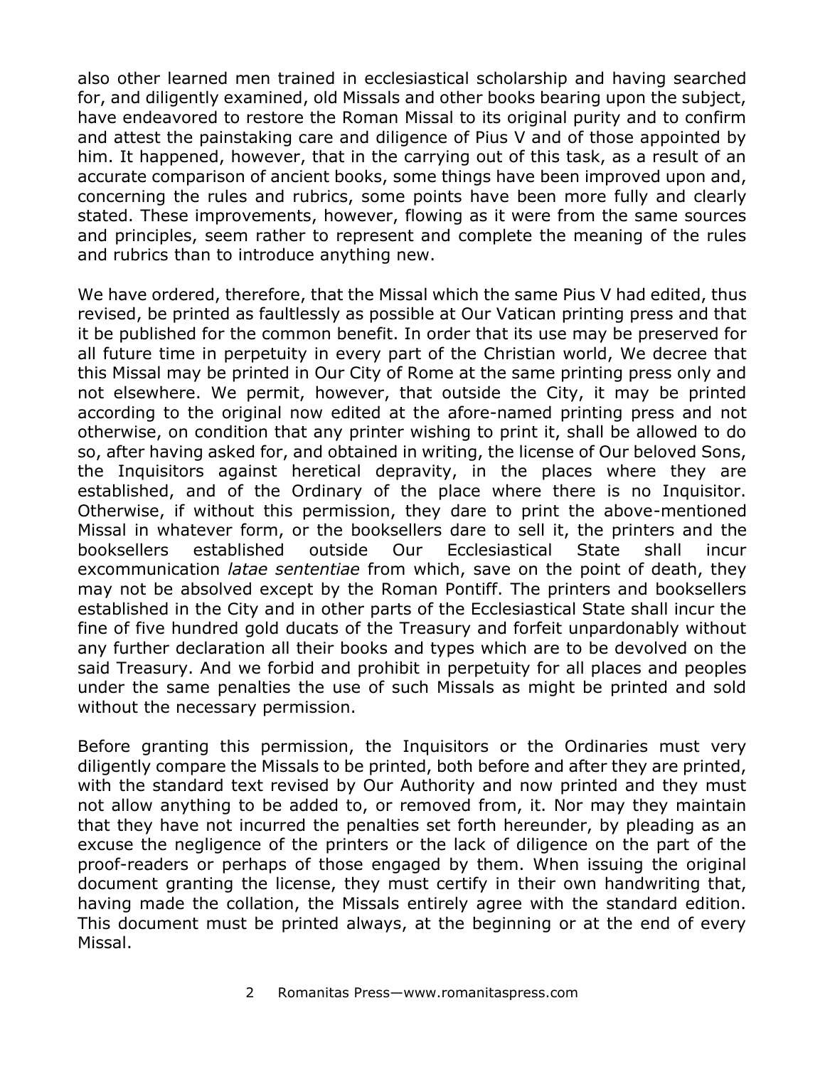also other learned men trained in ecclesiastical scholarship and having searched for, and diligently examined, old Missals and other books bearing upon the subject, have endeavored to restore the Roman Missal to its original purity and to confirm and attest the painstaking care and diligence of Pius V and of those appointed by him. It happened, however, that in the carrying out of this task, as a result of an accurate comparison of ancient books, some things have been improved upon and, concerning the rules and rubrics, some points have been more fully and clearly stated. These improvements, however, flowing as it were from the same sources and principles, seem rather to represent and complete the meaning of the rules and rubrics than to introduce anything new.

We have ordered, therefore, that the Missal which the same Pius V had edited, thus revised, be printed as faultlessly as possible at Our Vatican printing press and that it be published for the common benefit. In order that its use may be preserved for all future time in perpetuity in every part of the Christian world, We decree that this Missal may be printed in Our City of Rome at the same printing press only and not elsewhere. We permit, however, that outside the City, it may be printed according to the original now edited at the afore-named printing press and not otherwise, on condition that any printer wishing to print it, shall be allowed to do so, after having asked for, and obtained in writing, the license of Our beloved Sons, the Inquisitors against heretical depravity, in the places where they are established, and of the Ordinary of the place where there is no Inquisitor. Otherwise, if without this permission, they dare to print the above-mentioned Missal in whatever form, or the booksellers dare to sell it, the printers and the booksellers established outside Our Ecclesiastical State shall incur excommunication *latae sententiae* from which, save on the point of death, they may not be absolved except by the Roman Pontiff. The printers and booksellers established in the City and in other parts of the Ecclesiastical State shall incur the fine of five hundred gold ducats of the Treasury and forfeit unpardonably without any further declaration all their books and types which are to be devolved on the said Treasury. And we forbid and prohibit in perpetuity for all places and peoples under the same penalties the use of such Missals as might be printed and sold without the necessary permission.

Before granting this permission, the Inquisitors or the Ordinaries must very diligently compare the Missals to be printed, both before and after they are printed, with the standard text revised by Our Authority and now printed and they must not allow anything to be added to, or removed from, it. Nor may they maintain that they have not incurred the penalties set forth hereunder, by pleading as an excuse the negligence of the printers or the lack of diligence on the part of the proof-readers or perhaps of those engaged by them. When issuing the original document granting the license, they must certify in their own handwriting that, having made the collation, the Missals entirely agree with the standard edition. This document must be printed always, at the beginning or at the end of every Missal.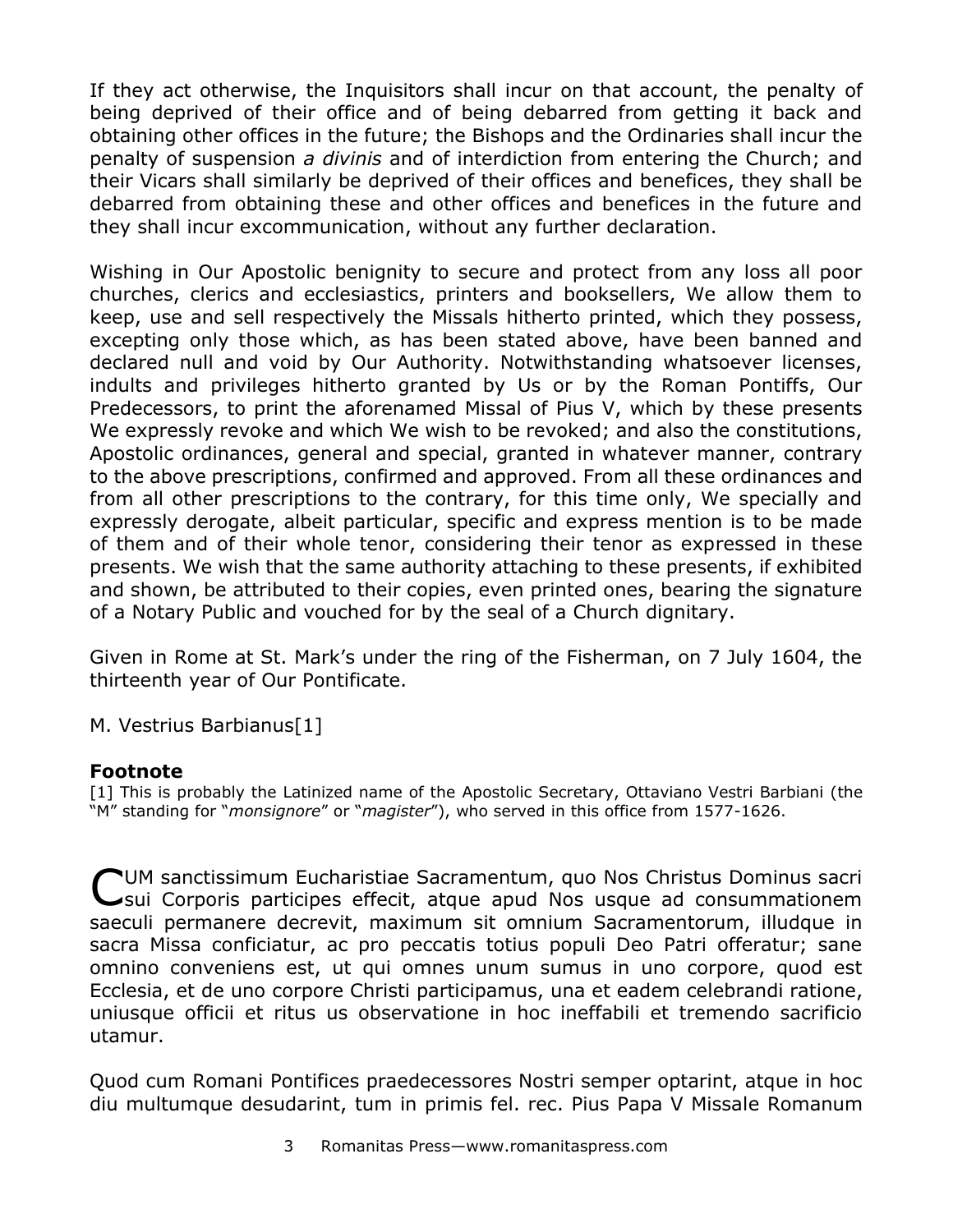If they act otherwise, the Inquisitors shall incur on that account, the penalty of being deprived of their office and of being debarred from getting it back and obtaining other offices in the future; the Bishops and the Ordinaries shall incur the penalty of suspension *a divinis* and of interdiction from entering the Church; and their Vicars shall similarly be deprived of their offices and benefices, they shall be debarred from obtaining these and other offices and benefices in the future and they shall incur excommunication, without any further declaration.

Wishing in Our Apostolic benignity to secure and protect from any loss all poor churches, clerics and ecclesiastics, printers and booksellers, We allow them to keep, use and sell respectively the Missals hitherto printed, which they possess, excepting only those which, as has been stated above, have been banned and declared null and void by Our Authority. Notwithstanding whatsoever licenses, indults and privileges hitherto granted by Us or by the Roman Pontiffs, Our Predecessors, to print the aforenamed Missal of Pius V, which by these presents We expressly revoke and which We wish to be revoked; and also the constitutions, Apostolic ordinances, general and special, granted in whatever manner, contrary to the above prescriptions, confirmed and approved. From all these ordinances and from all other prescriptions to the contrary, for this time only, We specially and expressly derogate, albeit particular, specific and express mention is to be made of them and of their whole tenor, considering their tenor as expressed in these presents. We wish that the same authority attaching to these presents, if exhibited and shown, be attributed to their copies, even printed ones, bearing the signature of a Notary Public and vouched for by the seal of a Church dignitary.

Given in Rome at St. Mark's under the ring of the Fisherman, on 7 July 1604, the thirteenth year of Our Pontificate.

M. Vestrius Barbianus[1]

### Footnote

[1] This is probably the Latinized name of the Apostolic Secretary, Ottaviano Vestri Barbiani (the "M" standing for "*monsignore*" or "*magister*"), who served in this office from 1577-1626.

CUM sanctissimum Eucharistiae Sacramentum, quo Nos Christus Dominus sacri sui Corporis participes effecit, atque apud Nos usque ad consummationem saeculi permanere decrevit, maximum sit omnium Sacramentorum, illudque in sacra Missa conficiatur, ac pro peccatis totius populi Deo Patri offeratur; sane omnino conveniens est, ut qui omnes unum sumus in uno corpore, quod est Ecclesia, et de uno corpore Christi participamus, una et eadem celebrandi ratione, uniusque officii et ritus us observatione in hoc ineffabili et tremendo sacrificio utamur.

Quod cum Romani Pontifices praedecessores Nostri semper optarint, atque in hoc diu multumque desudarint, tum in primis fel. rec. Pius Papa V Missale Romanum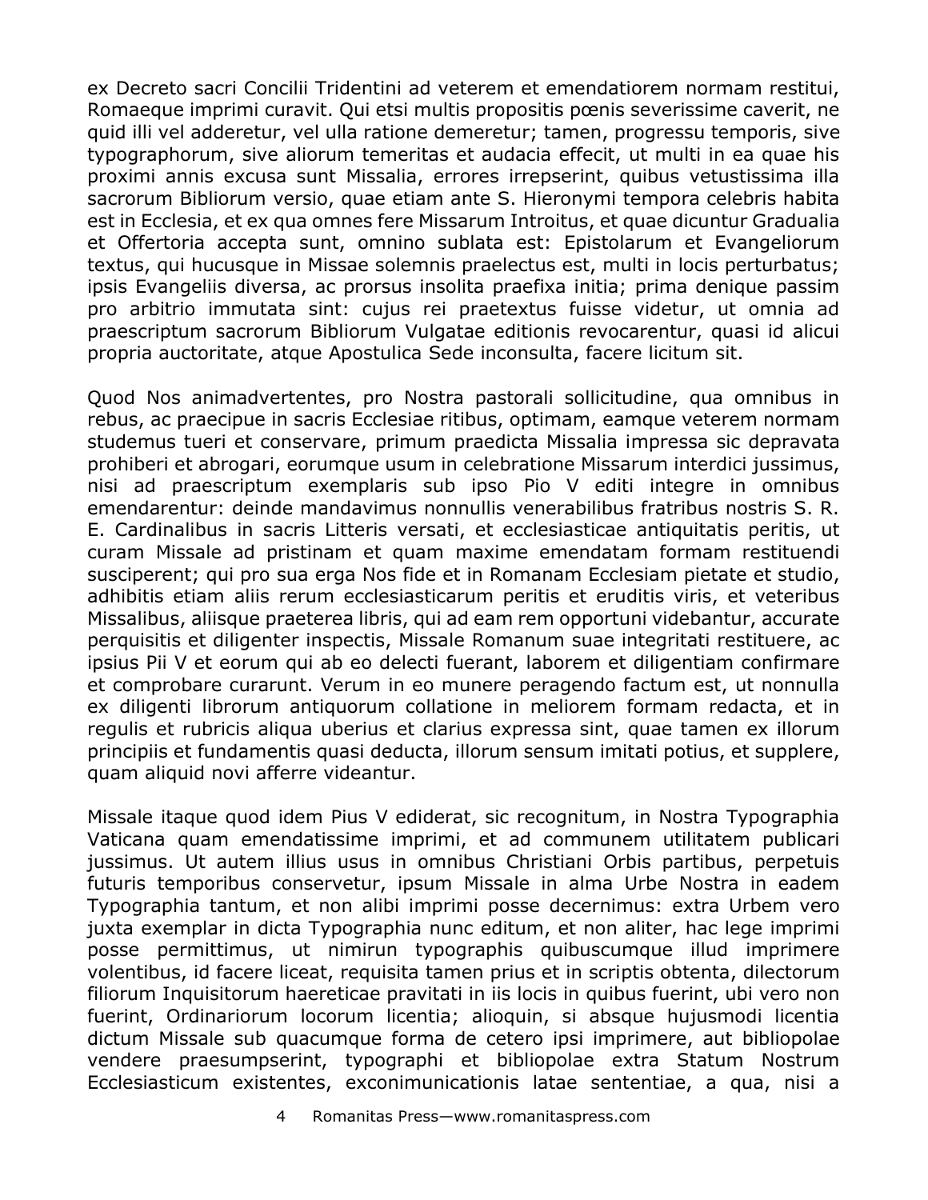ex Decreto sacri Concilii Tridentini ad veterem et emendatiorem normam restitui, Romaeque imprimi curavit. Qui etsi multis propositis pœnis severissime caverit, ne quid illi vel adderetur, vel ulla ratione demeretur; tamen, progressu temporis, sive typographorum, sive aliorum temeritas et audacia effecit, ut multi in ea quae his proximi annis excusa sunt Missalia, errores irrepserint, quibus vetustissima illa sacrorum Bibliorum versio, quae etiam ante S. Hieronymi tempora celebris habita est in Ecclesia, et ex qua omnes fere Missarum Introitus, et quae dicuntur Gradualia et Offertoria accepta sunt, omnino sublata est: Epistolarum et Evangeliorum textus, qui hucusque in Missae solemnis praelectus est, multi in locis perturbatus; ipsis Evangeliis diversa, ac prorsus insolita praefixa initia; prima denique passim pro arbitrio immutata sint: cujus rei praetextus fuisse videtur, ut omnia ad praescriptum sacrorum Bibliorum Vulgatae editionis revocarentur, quasi id alicui propria auctoritate, atque Apostulica Sede inconsulta, facere licitum sit.

Quod Nos animadvertentes, pro Nostra pastorali sollicitudine, qua omnibus in rebus, ac praecipue in sacris Ecclesiae ritibus, optimam, eamque veterem normam studemus tueri et conservare, primum praedicta Missalia impressa sic depravata prohiberi et abrogari, eorumque usum in celebratione Missarum interdici jussimus, nisi ad praescriptum exemplaris sub ipso Pio V editi integre in omnibus emendarentur: deinde mandavimus nonnullis venerabilibus fratribus nostris S. R. E. Cardinalibus in sacris Litteris versati, et ecclesiasticae antiquitatis peritis, ut curam Missale ad pristinam et quam maxime emendatam formam restituendi susciperent; qui pro sua erga Nos fide et in Romanam Ecclesiam pietate et studio, adhibitis etiam aliis rerum ecclesiasticarum peritis et eruditis viris, et veteribus Missalibus, aliisque praeterea libris, qui ad eam rem opportuni videbantur, accurate perquisitis et diligenter inspectis, Missale Romanum suae integritati restituere, ac ipsius Pii V et eorum qui ab eo delecti fuerant, laborem et diligentiam confirmare et comprobare curarunt. Verum in eo munere peragendo factum est, ut nonnulla ex diligenti librorum antiquorum collatione in meliorem formam redacta, et in regulis et rubricis aliqua uberius et clarius expressa sint, quae tamen ex illorum principiis et fundamentis quasi deducta, illorum sensum imitati potius, et supplere, quam aliquid novi afferre videantur.

Missale itaque quod idem Pius V ediderat, sic recognitum, in Nostra Typographia Vaticana quam emendatissime imprimi, et ad communem utilitatem publicari jussimus. Ut autem illius usus in omnibus Christiani Orbis partibus, perpetuis futuris temporibus conservetur, ipsum Missale in alma Urbe Nostra in eadem Typographia tantum, et non alibi imprimi posse decernimus: extra Urbem vero juxta exemplar in dicta Typographia nunc editum, et non aliter, hac lege imprimi posse permittimus, ut nimirun typographis quibuscumque illud imprimere volentibus, id facere liceat, requisita tamen prius et in scriptis obtenta, dilectorum filiorum Inquisitorum haereticae pravitati in iis locis in quibus fuerint, ubi vero non fuerint, Ordinariorum locorum licentia; alioquin, si absque hujusmodi licentia dictum Missale sub quacumque forma de cetero ipsi imprimere, aut bibliopolae vendere praesumpserint, typographi et bibliopolae extra Statum Nostrum Ecclesiasticum existentes, exconimunicationis latae sententiae, a qua, nisi a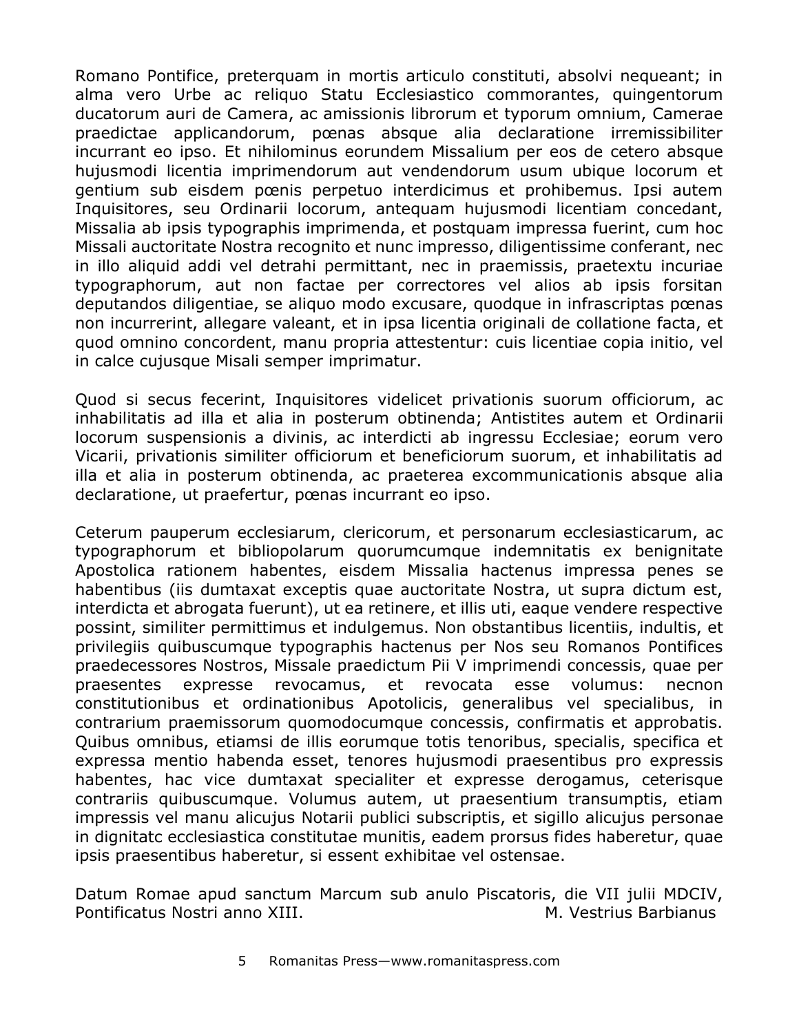Romano Pontifice, preterquam in mortis articulo constituti, absolvi nequeant; in alma vero Urbe ac reliquo Statu Ecclesiastico commorantes, quingentorum ducatorum auri de Camera, ac amissionis librorum et typorum omnium, Camerae praedictae applicandorum, pœnas absque alia declaratione irremissibiliter incurrant eo ipso. Et nihilominus eorundem Missalium per eos de cetero absque hujusmodi licentia imprimendorum aut vendendorum usum ubique locorum et gentium sub eisdem pœnis perpetuo interdicimus et prohibemus. Ipsi autem Inquisitores, seu Ordinarii locorum, antequam hujusmodi licentiam concedant, Missalia ab ipsis typographis imprimenda, et postquam impressa fuerint, cum hoc Missali auctoritate Nostra recognito et nunc impresso, diligentissime conferant, nec in illo aliquid addi vel detrahi permittant, nec in praemissis, praetextu incuriae typographorum, aut non factae per correctores vel alios ab ipsis forsitan deputandos diligentiae, se aliquo modo excusare, quodque in infrascriptas pœnas non incurrerint, allegare valeant, et in ipsa licentia originali de collatione facta, et quod omnino concordent, manu propria attestentur: cuis licentiae copia initio, vel in calce cujusque Misali semper imprimatur.

Quod si secus fecerint, Inquisitores videlicet privationis suorum officiorum, ac inhabilitatis ad illa et alia in posterum obtinenda; Antistites autem et Ordinarii locorum suspensionis a divinis, ac interdicti ab ingressu Ecclesiae; eorum vero Vicarii, privationis similiter officiorum et beneficiorum suorum, et inhabilitatis ad illa et alia in posterum obtinenda, ac praeterea excommunicationis absque alia declaratione, ut praefertur, pœnas incurrant eo ipso.

Ceterum pauperum ecclesiarum, clericorum, et personarum ecclesiasticarum, ac typographorum et bibliopolarum quorumcumque indemnitatis ex benignitate Apostolica rationem habentes, eisdem Missalia hactenus impressa penes se habentibus (iis dumtaxat exceptis quae auctoritate Nostra, ut supra dictum est, interdicta et abrogata fuerunt), ut ea retinere, et illis uti, eaque vendere respective possint, similiter permittimus et indulgemus. Non obstantibus licentiis, indultis, et privilegiis quibuscumque typographis hactenus per Nos seu Romanos Pontifices praedecessores Nostros, Missale praedictum Pii V imprimendi concessis, quae per praesentes expresse revocamus, et revocata esse volumus: necnon constitutionibus et ordinationibus Apotolicis, generalibus vel specialibus, in contrarium praemissorum quomodocumque concessis, confirmatis et approbatis. Quibus omnibus, etiamsi de illis eorumque totis tenoribus, specialis, specifica et expressa mentio habenda esset, tenores hujusmodi praesentibus pro expressis habentes, hac vice dumtaxat specialiter et expresse derogamus, ceterisque contrariis quibuscumque. Volumus autem, ut praesentium transumptis, etiam impressis vel manu alicujus Notarii publici subscriptis, et sigillo alicujus personae in dignitatc ecclesiastica constitutae munitis, eadem prorsus fides haberetur, quae ipsis praesentibus haberetur, si essent exhibitae vel ostensae.

Datum Romae apud sanctum Marcum sub anulo Piscatoris, die VII julii MDCIV, Pontificatus Nostri anno XIII.

M. Vestrius Barbianus